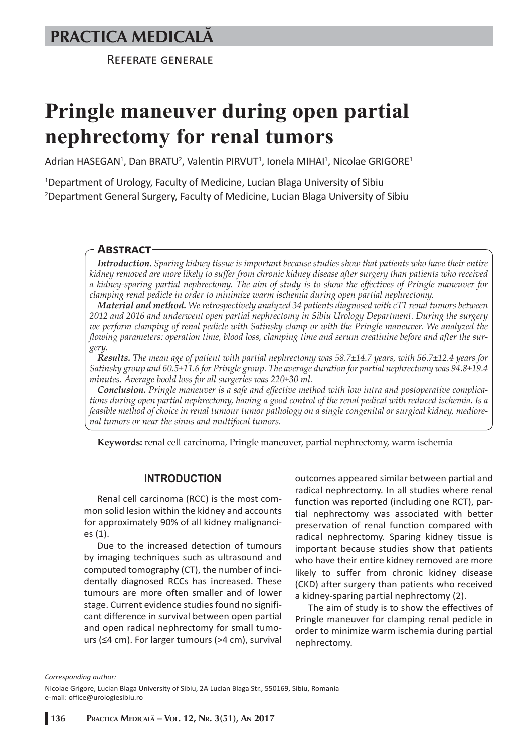# PRACTICA MEDICALĂ

REFERATE GENERALE

# Pringle maneuver during open partial nephrectomy for renal tumors

Adrian HASEGAN[1], Dan BRATU[2], Valentin PIRVUT[1], Ionela MIHAI[1], Nicolae GRIGORE[1]

[1]Department of Urology, Faculty of Medicine, Lucian Blaga University of Sibiu
[2]Department General Surgery, Faculty of Medicine, Lucian Blaga University of Sibiu

## ABSTRACT

***Introduction.*** *Sparing kidney tissue is important because studies show that patients who have their entire kidney removed are more likely to suffer from chronic kidney disease after surgery than patients who received a kidney-sparing partial nephrectomy. The aim of study is to show the effectives of Pringle maneuver for clamping renal pedicle in order to minimize warm ischemia during open partial nephrectomy.*

***Material and method.*** *We retrospectively analyzed 34 patients diagnosed with cT1 renal tumors between 2012 and 2016 and underwent open partial nephrectomy in Sibiu Urology Department. During the surgery we perform clamping of renal pedicle with Satinsky clamp or with the Pringle maneuver. We analyzed the flowing parameters: operation time, blood loss, clamping time and serum creatinine before and after the surgery.*

***Results.*** *The mean age of patient with partial nephrectomy was 58.7±14.7 years, with 56.7±12.4 years for Satinsky group and 60.5±11.6 for Pringle group. The average duration for partial nephrectomy was 94.8±19.4 minutes. Average boold loss for all surgeries was 220±30 ml.*

***Conclusion.*** *Pringle maneuver is a safe and effective method with low intra and postoperative complications during open partial nephrectomy, having a good control of the renal pedical with reduced ischemia. Is a feasible method of choice in renal tumour tumor pathology on a single congenital or surgical kidney, mediorenal tumors or near the sinus and multifocal tumors.*

**Keywords:** renal cell carcinoma, Pringle maneuver, partial nephrectomy, warm ischemia

## INTRODUCTION

Renal cell carcinoma (RCC) is the most common solid lesion within the kidney and accounts for approximately 90% of all kidney malignancies (1).

Due to the increased detection of tumours by imaging techniques such as ultrasound and computed tomography (CT), the number of incidentally diagnosed RCCs has increased. These tumours are more often smaller and of lower stage. Current evidence studies found no significant difference in survival between open partial and open radical nephrectomy for small tumours (≤4 cm). For larger tumours (>4 cm), survival outcomes appeared similar between partial and radical nephrectomy. In all studies where renal function was reported (including one RCT), partial nephrectomy was associated with better preservation of renal function compared with radical nephrectomy. Sparing kidney tissue is important because studies show that patients who have their entire kidney removed are more likely to suffer from chronic kidney disease (CKD) after surgery than patients who received a kidney-sparing partial nephrectomy (2).

The aim of study is to show the effectives of Pringle maneuver for clamping renal pedicle in order to minimize warm ischemia during partial nephrectomy.

*Corresponding author:*

Nicolae Grigore, Lucian Blaga University of Sibiu, 2A Lucian Blaga Str., 550169, Sibiu, Romania
e-mail: office@urologiesibiu.ro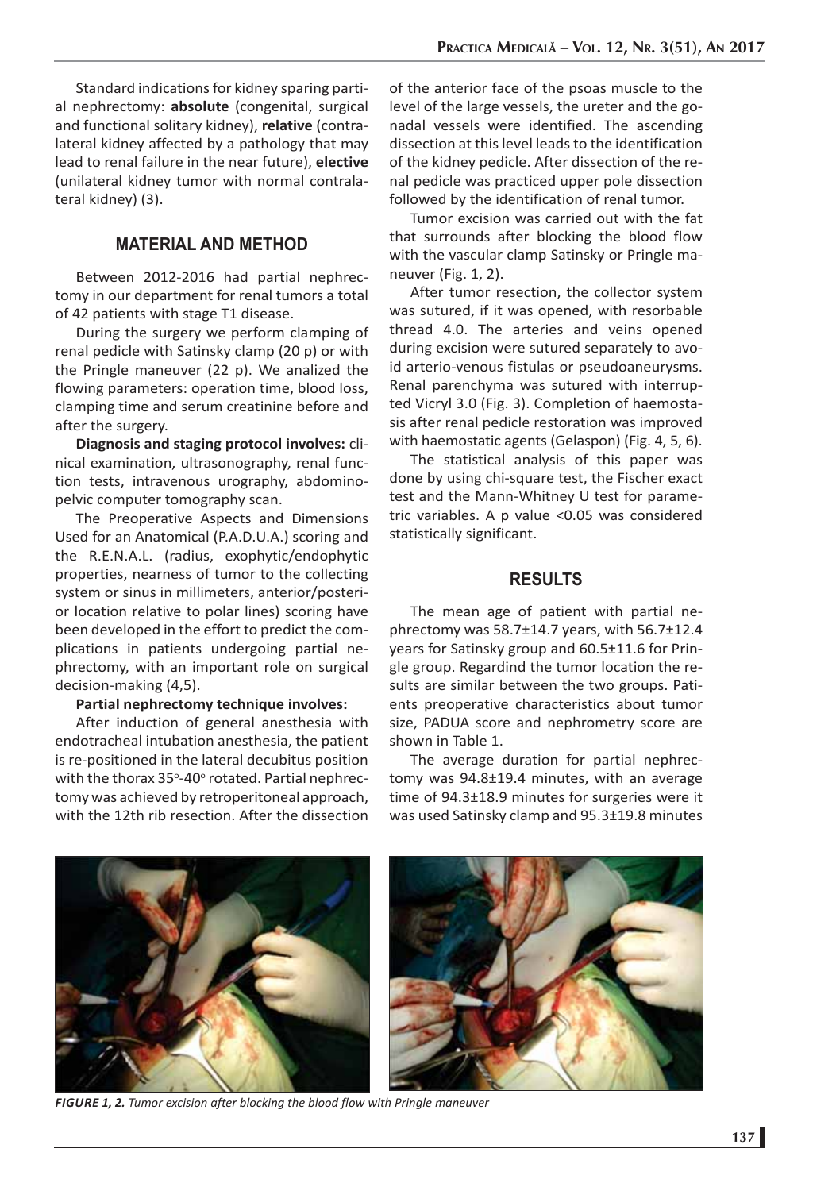Standard indications for kidney sparing partial nephrectomy: **absolute** (congenital, surgical and functional solitary kidney), **relative** (contralateral kidney affected by a pathology that may lead to renal failure in the near future), **elective** (unilateral kidney tumor with normal contralateral kidney) (3).

## MATERIAL AND METHOD

Between 2012-2016 had partial nephrectomy in our department for renal tumors a total of 42 patients with stage T1 disease.

During the surgery we perform clamping of renal pedicle with Satinsky clamp (20 p) or with the Pringle maneuver (22 p). We analized the flowing parameters: operation time, blood loss, clamping time and serum creatinine before and after the surgery.

**Diagnosis and staging protocol involves:** clinical examination, ultrasonography, renal function tests, intravenous urography, abdominopelvic computer tomography scan.

The Preoperative Aspects and Dimensions Used for an Anatomical (P.A.D.U.A.) scoring and the R.E.N.A.L. (radius, exophytic/endophytic properties, nearness of tumor to the collecting system or sinus in millimeters, anterior/posterior location relative to polar lines) scoring have been developed in the effort to predict the complications in patients undergoing partial nephrectomy, with an important role on surgical decision-making (4,5).

**Partial nephrectomy technique involves:**

After induction of general anesthesia with endotracheal intubation anesthesia, the patient is re-positioned in the lateral decubitus position with the thorax 35°-40° rotated. Partial nephrectomy was achieved by retroperitoneal approach, with the 12th rib resection. After the dissection of the anterior face of the psoas muscle to the level of the large vessels, the ureter and the gonadal vessels were identified. The ascending dissection at this level leads to the identification of the kidney pedicle. After dissection of the renal pedicle was practiced upper pole dissection followed by the identification of renal tumor.

Tumor excision was carried out with the fat that surrounds after blocking the blood flow with the vascular clamp Satinsky or Pringle maneuver (Fig. 1, 2).

After tumor resection, the collector system was sutured, if it was opened, with resorbable thread 4.0. The arteries and veins opened during excision were sutured separately to avoid arterio-venous fistulas or pseudoaneurysms. Renal parenchyma was sutured with interrupted Vicryl 3.0 (Fig. 3). Completion of haemostasis after renal pedicle restoration was improved with haemostatic agents (Gelaspon) (Fig. 4, 5, 6).

The statistical analysis of this paper was done by using chi-square test, the Fischer exact test and the Mann-Whitney U test for parametric variables. A p value <0.05 was considered statistically significant.

## RESULTS

The mean age of patient with partial nephrectomy was 58.7±14.7 years, with 56.7±12.4 years for Satinsky group and 60.5±11.6 for Pringle group. Regardind the tumor location the results are similar between the two groups. Patients preoperative characteristics about tumor size, PADUA score and nephrometry score are shown in Table 1.

The average duration for partial nephrectomy was 94.8±19.4 minutes, with an average time of 94.3±18.9 minutes for surgeries were it was used Satinsky clamp and 95.3±19.8 minutes

*FIGURE 1, 2. Tumor excision after blocking the blood flow with Pringle maneuver*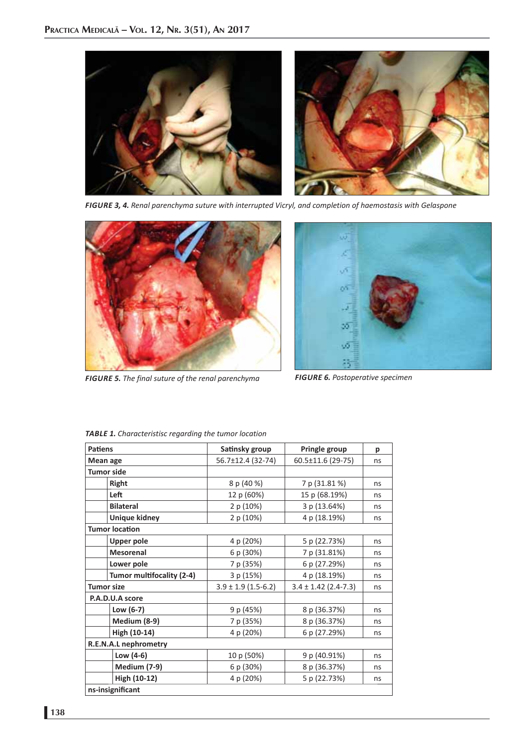*FIGURE 3, 4. Renal parenchyma suture with interrupted Vicryl, and completion of haemostasis with Gelaspone*

*FIGURE 5. The final suture of the renal parenchyma*

*FIGURE 6. Postoperative specimen*

*TABLE 1. Characteristisc regarding the tumor location*

| Patiens | | Satinsky group | Pringle group | p |
|---|---|---|---|---|
| **Mean age** | | 56.7±12.4 (32-74) | 60.5±11.6 (29-75) | ns |
| **Tumor side** | | | | |
| | **Right** | 8 p (40 %) | 7 p (31.81 %) | ns |
| | **Left** | 12 p (60%) | 15 p (68.19%) | ns |
| | **Bilateral** | 2 p (10%) | 3 p (13.64%) | ns |
| | **Unique kidney** | 2 p (10%) | 4 p (18.19%) | ns |
| **Tumor location** | | | | |
| | **Upper pole** | 4 p (20%) | 5 p (22.73%) | ns |
| | **Mesorenal** | 6 p (30%) | 7 p (31.81%) | ns |
| | **Lower pole** | 7 p (35%) | 6 p (27.29%) | ns |
| | **Tumor multifocality (2-4)** | 3 p (15%) | 4 p (18.19%) | ns |
| **Tumor size** | | 3.9 ± 1.9 (1.5-6.2) | 3.4 ± 1.42 (2.4-7.3) | ns |
| **P.A.D.U.A score** | | | | |
| | **Low (6-7)** | 9 p (45%) | 8 p (36.37%) | ns |
| | **Medium (8-9)** | 7 p (35%) | 8 p (36.37%) | ns |
| | **High (10-14)** | 4 p (20%) | 6 p (27.29%) | ns |
| **R.E.N.A.L nephrometry** | | | | |
| | **Low (4-6)** | 10 p (50%) | 9 p (40.91%) | ns |
| | **Medium (7-9)** | 6 p (30%) | 8 p (36.37%) | ns |
| | **High (10-12)** | 4 p (20%) | 5 p (22.73%) | ns |
| **ns-insignificant** | | | | |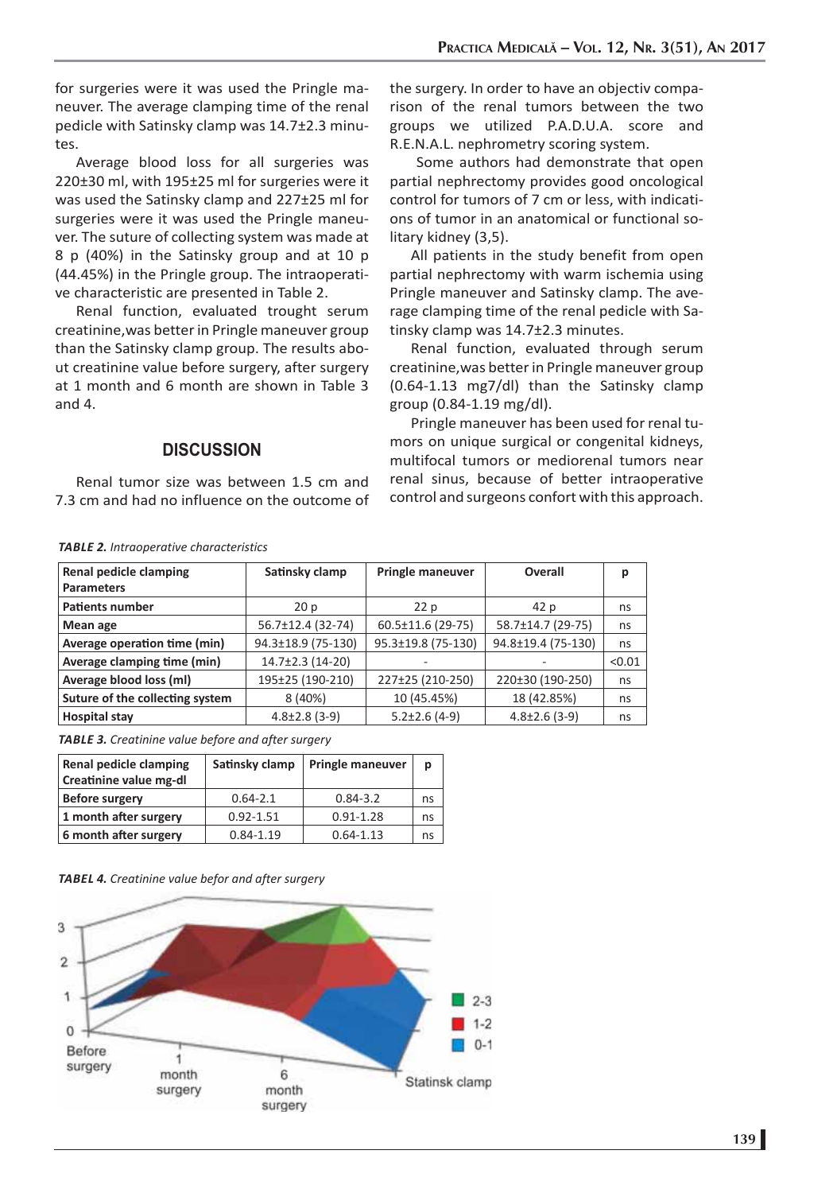for surgeries were it was used the Pringle maneuver. The average clamping time of the renal pedicle with Satinsky clamp was 14.7±2.3 minutes.

Average blood loss for all surgeries was 220±30 ml, with 195±25 ml for surgeries were it was used the Satinsky clamp and 227±25 ml for surgeries were it was used the Pringle maneuver. The suture of collecting system was made at 8 p (40%) in the Satinsky group and at 10 p (44.45%) in the Pringle group. The intraoperative characteristic are presented in Table 2.

Renal function, evaluated trought serum creatinine,was better in Pringle maneuver group than the Satinsky clamp group. The results about creatinine value before surgery, after surgery at 1 month and 6 month are shown in Table 3 and 4.

## DISCUSSION

Renal tumor size was between 1.5 cm and 7.3 cm and had no influence on the outcome of the surgery. In order to have an objectiv comparison of the renal tumors between the two groups we utilized P.A.D.U.A. score and R.E.N.A.L. nephrometry scoring system.

Some authors had demonstrate that open partial nephrectomy provides good oncological control for tumors of 7 cm or less, with indications of tumor in an anatomical or functional solitary kidney (3,5).

All patients in the study benefit from open partial nephrectomy with warm ischemia using Pringle maneuver and Satinsky clamp. The average clamping time of the renal pedicle with Satinsky clamp was 14.7±2.3 minutes.

Renal function, evaluated through serum creatinine,was better in Pringle maneuver group (0.64-1.13 mg7/dl) than the Satinsky clamp group (0.84-1.19 mg/dl).

Pringle maneuver has been used for renal tumors on unique surgical or congenital kidneys, multifocal tumors or mediorenal tumors near renal sinus, because of better intraoperative control and surgeons confort with this approach.

*TABLE 2. Intraoperative characteristics*

| Renal pedicle clamping Parameters | Satinsky clamp | Pringle maneuver | Overall | p |
|---|---|---|---|---|
| Patients number | 20 p | 22 p | 42 p | ns |
| Mean age | 56.7±12.4 (32-74) | 60.5±11.6 (29-75) | 58.7±14.7 (29-75) | ns |
| Average operation time (min) | 94.3±18.9 (75-130) | 95.3±19.8 (75-130) | 94.8±19.4 (75-130) | ns |
| Average clamping time (min) | 14.7±2.3 (14-20) | - | - | <0.01 |
| Average blood loss (ml) | 195±25 (190-210) | 227±25 (210-250) | 220±30 (190-250) | ns |
| Suture of the collecting system | 8 (40%) | 10 (45.45%) | 18 (42.85%) | ns |
| Hospital stay | 4.8±2.8 (3-9) | 5.2±2.6 (4-9) | 4.8±2.6 (3-9) | ns |

*TABLE 3. Creatinine value before and after surgery*

| Renal pedicle clamping Creatinine value mg-dl | Satinsky clamp | Pringle maneuver | p |
|---|---|---|---|
| Before surgery | 0.64-2.1 | 0.84-3.2 | ns |
| 1 month after surgery | 0.92-1.51 | 0.91-1.28 | ns |
| 6 month after surgery | 0.84-1.19 | 0.64-1.13 | ns |

*TABEL 4. Creatinine value befor and after surgery*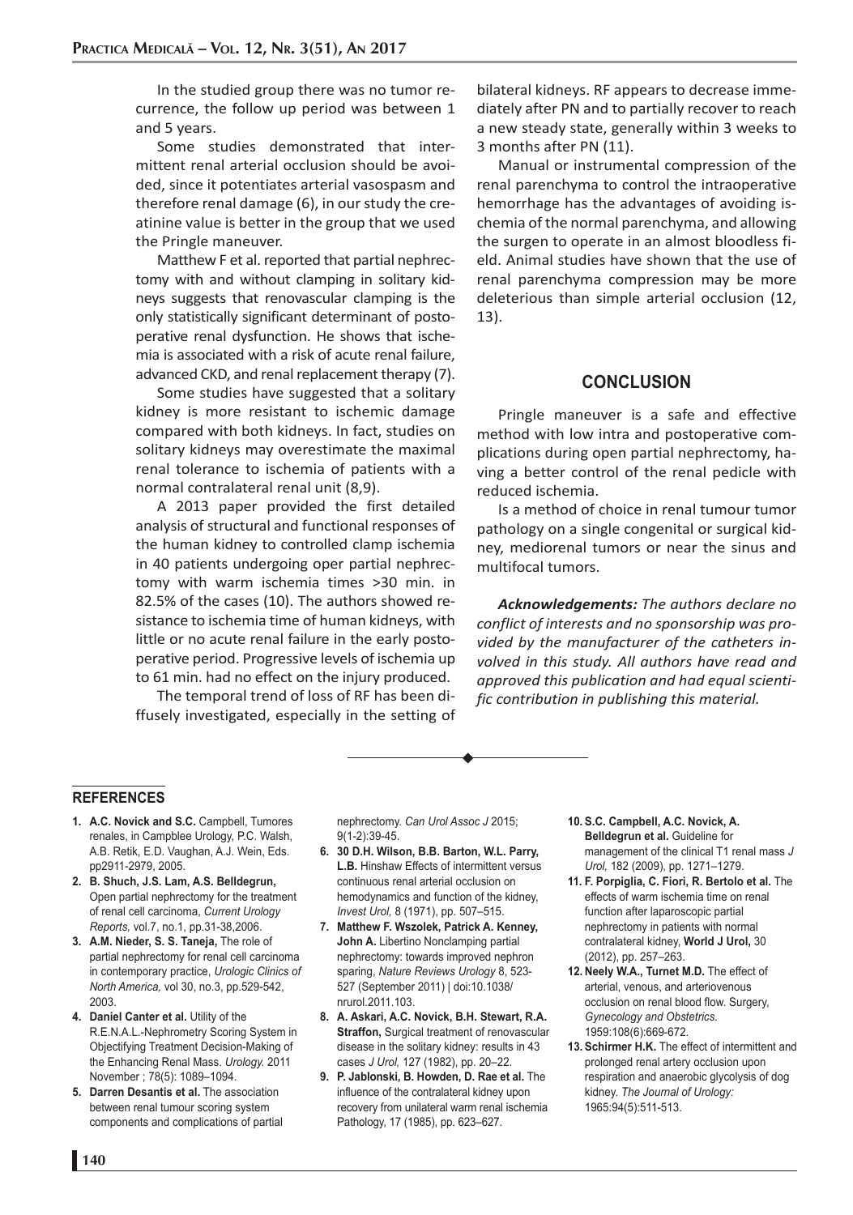In the studied group there was no tumor recurrence, the follow up period was between 1 and 5 years.

Some studies demonstrated that intermittent renal arterial occlusion should be avoided, since it potentiates arterial vasospasm and therefore renal damage (6), in our study the creatinine value is better in the group that we used the Pringle maneuver.

Matthew F et al. reported that partial nephrectomy with and without clamping in solitary kidneys suggests that renovascular clamping is the only statistically significant determinant of postoperative renal dysfunction. He shows that ischemia is associated with a risk of acute renal failure, advanced CKD, and renal replacement therapy (7).

Some studies have suggested that a solitary kidney is more resistant to ischemic damage compared with both kidneys. In fact, studies on solitary kidneys may overestimate the maximal renal tolerance to ischemia of patients with a normal contralateral renal unit (8,9).

A 2013 paper provided the first detailed analysis of structural and functional responses of the human kidney to controlled clamp ischemia in 40 patients undergoing oper partial nephrectomy with warm ischemia times >30 min. in 82.5% of the cases (10). The authors showed resistance to ischemia time of human kidneys, with little or no acute renal failure in the early postoperative period. Progressive levels of ischemia up to 61 min. had no effect on the injury produced.

The temporal trend of loss of RF has been diffusely investigated, especially in the setting of bilateral kidneys. RF appears to decrease immediately after PN and to partially recover to reach a new steady state, generally within 3 weeks to 3 months after PN (11).

Manual or instrumental compression of the renal parenchyma to control the intraoperative hemorrhage has the advantages of avoiding ischemia of the normal parenchyma, and allowing the surgen to operate in an almost bloodless field. Animal studies have shown that the use of renal parenchyma compression may be more deleterious than simple arterial occlusion (12, 13).

## CONCLUSION

Pringle maneuver is a safe and effective method with low intra and postoperative complications during open partial nephrectomy, having a better control of the renal pedicle with reduced ischemia.

Is a method of choice in renal tumour tumor pathology on a single congenital or surgical kidney, mediorenal tumors or near the sinus and multifocal tumors.

***Acknowledgements:*** *The authors declare no conflict of interests and no sponsorship was provided by the manufacturer of the catheters involved in this study. All authors have read and approved this publication and had equal scientific contribution in publishing this material.*

## REFERENCES

1. **A.C. Novick and S.C.** Campbell, Tumores renales, in Campblee Urology, P.C. Walsh, A.B. Retik, E.D. Vaughan, A.J. Wein, Eds. pp2911-2979, 2005.
2. **B. Shuch, J.S. Lam, A.S. Belldegrun,** Open partial nephrectomy for the treatment of renal cell carcinoma, *Current Urology Reports,* vol.7, no.1, pp.31-38,2006.
3. **A.M. Nieder, S. S. Taneja,** The role of partial nephrectomy for renal cell carcinoma in contemporary practice, *Urologic Clinics of North America,* vol 30, no.3, pp.529-542, 2003.
4. **Daniel Canter et al.** Utility of the R.E.N.A.L.-Nephrometry Scoring System in Objectifying Treatment Decision-Making of the Enhancing Renal Mass. *Urology.* 2011 November ; 78(5): 1089–1094.
5. **Darren Desantis et al.** The association between renal tumour scoring system components and complications of partial nephrectomy. *Can Urol Assoc J* 2015; 9(1-2):39-45.
6. **30 D.H. Wilson, B.B. Barton, W.L. Parry, L.B.** Hinshaw Effects of intermittent versus continuous renal arterial occlusion on hemodynamics and function of the kidney, *Invest Urol,* 8 (1971), pp. 507–515.
7. **Matthew F. Wszolek, Patrick A. Kenney, John A.** Libertino Nonclamping partial nephrectomy: towards improved nephron sparing, *Nature Reviews Urology* 8, 523-527 (September 2011) | doi:10.1038/nrurol.2011.103.
8. **A. Askari, A.C. Novick, B.H. Stewart, R.A. Straffon,** Surgical treatment of renovascular disease in the solitary kidney: results in 43 cases *J Urol,* 127 (1982), pp. 20–22.
9. **P. Jablonski, B. Howden, D. Rae et al.** The influence of the contralateral kidney upon recovery from unilateral warm renal ischemia Pathology, 17 (1985), pp. 623–627.
10. **S.C. Campbell, A.C. Novick, A. Belldegrun et al.** Guideline for management of the clinical T1 renal mass *J Urol,* 182 (2009), pp. 1271–1279.
11. **F. Porpiglia, C. Fiori, R. Bertolo et al.** The effects of warm ischemia time on renal function after laparoscopic partial nephrectomy in patients with normal contralateral kidney, **World J Urol,** 30 (2012), pp. 257–263.
12. **Neely W.A., Turnet M.D.** The effect of arterial, venous, and arteriovenous occlusion on renal blood flow. Surgery, *Gynecology and Obstetrics.* 1959:108(6):669-672.
13. **Schirmer H.K.** The effect of intermittent and prolonged renal artery occlusion upon respiration and anaerobic glycolysis of dog kidney. *The Journal of Urology:* 1965:94(5):511-513.